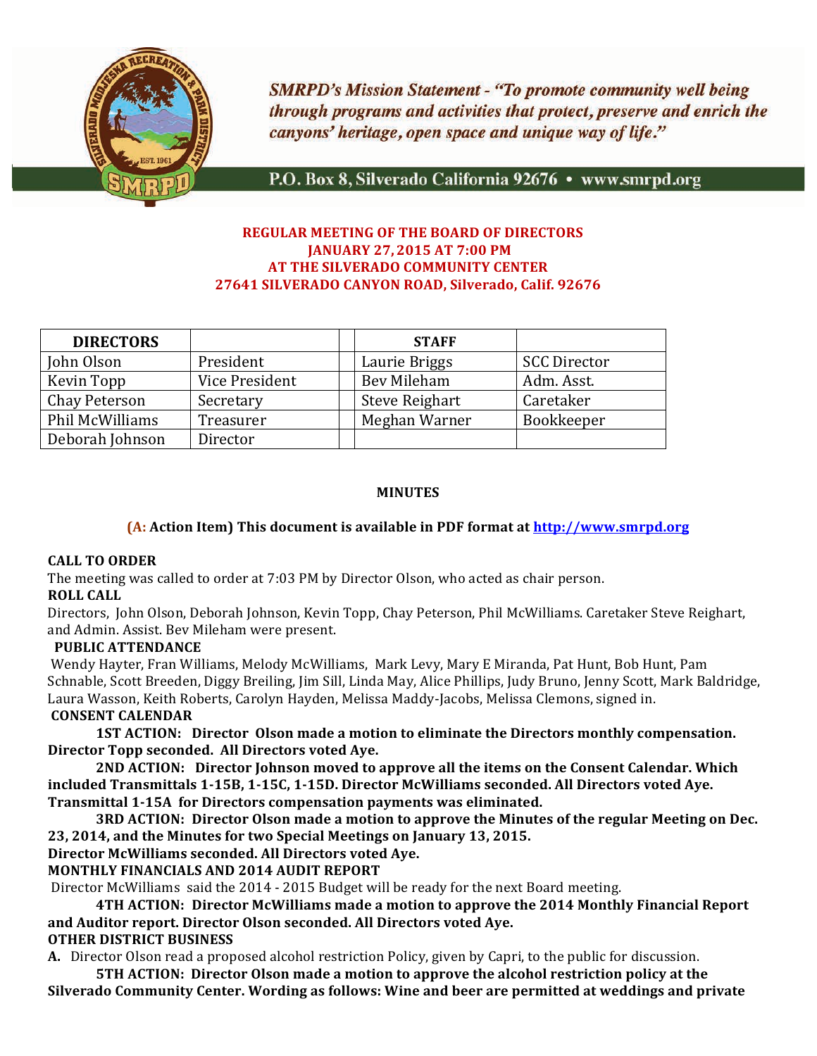*SMRPD's Mission Statement - "To promote community well being through programs and activities that protect, preserve and enrich the canyons' heritage, open space and unique way of life."*

P.O. Box 8, Silverado California 92676 • www.smrpd.org

**REGULAR MEETING OF THE BOARD OF DIRECTORS**
**JANUARY 27, 2015 AT 7:00 PM**
**AT THE SILVERADO COMMUNITY CENTER**
**27641 SILVERADO CANYON ROAD, Silverado, Calif. 92676**

| DIRECTORS | | | STAFF | |
|---|---|---|---|---|
| John Olson | President | | Laurie Briggs | SCC Director |
| Kevin Topp | Vice President | | Bev Mileham | Adm. Asst. |
| Chay Peterson | Secretary | | Steve Reighart | Caretaker |
| Phil McWilliams | Treasurer | | Meghan Warner | Bookkeeper |
| Deborah Johnson | Director | | | |

## MINUTES

**(A: Action Item) This document is available in PDF format at http://www.smrpd.org**

**CALL TO ORDER**

The meeting was called to order at 7:03 PM by Director Olson, who acted as chair person.

**ROLL CALL**

Directors, John Olson, Deborah Johnson, Kevin Topp, Chay Peterson, Phil McWilliams. Caretaker Steve Reighart, and Admin. Assist. Bev Mileham were present.

**PUBLIC ATTENDANCE**

Wendy Hayter, Fran Williams, Melody McWilliams, Mark Levy, Mary E Miranda, Pat Hunt, Bob Hunt, Pam Schnable, Scott Breeden, Diggy Breiling, Jim Sill, Linda May, Alice Phillips, Judy Bruno, Jenny Scott, Mark Baldridge, Laura Wasson, Keith Roberts, Carolyn Hayden, Melissa Maddy-Jacobs, Melissa Clemons, signed in.

**CONSENT CALENDAR**

**1ST ACTION: Director Olson made a motion to eliminate the Directors monthly compensation. Director Topp seconded. All Directors voted Aye.**

**2ND ACTION: Director Johnson moved to approve all the items on the Consent Calendar. Which included Transmittals 1-15B, 1-15C, 1-15D. Director McWilliams seconded. All Directors voted Aye. Transmittal 1-15A for Directors compensation payments was eliminated.**

**3RD ACTION: Director Olson made a motion to approve the Minutes of the regular Meeting on Dec. 23, 2014, and the Minutes for two Special Meetings on January 13, 2015.**
**Director McWilliams seconded. All Directors voted Aye.**

**MONTHLY FINANCIALS AND 2014 AUDIT REPORT**

Director McWilliams said the 2014 - 2015 Budget will be ready for the next Board meeting.

**4TH ACTION: Director McWilliams made a motion to approve the 2014 Monthly Financial Report and Auditor report. Director Olson seconded. All Directors voted Aye.**

**OTHER DISTRICT BUSINESS**

**A.** Director Olson read a proposed alcohol restriction Policy, given by Capri, to the public for discussion.

**5TH ACTION: Director Olson made a motion to approve the alcohol restriction policy at the Silverado Community Center. Wording as follows: Wine and beer are permitted at weddings and private**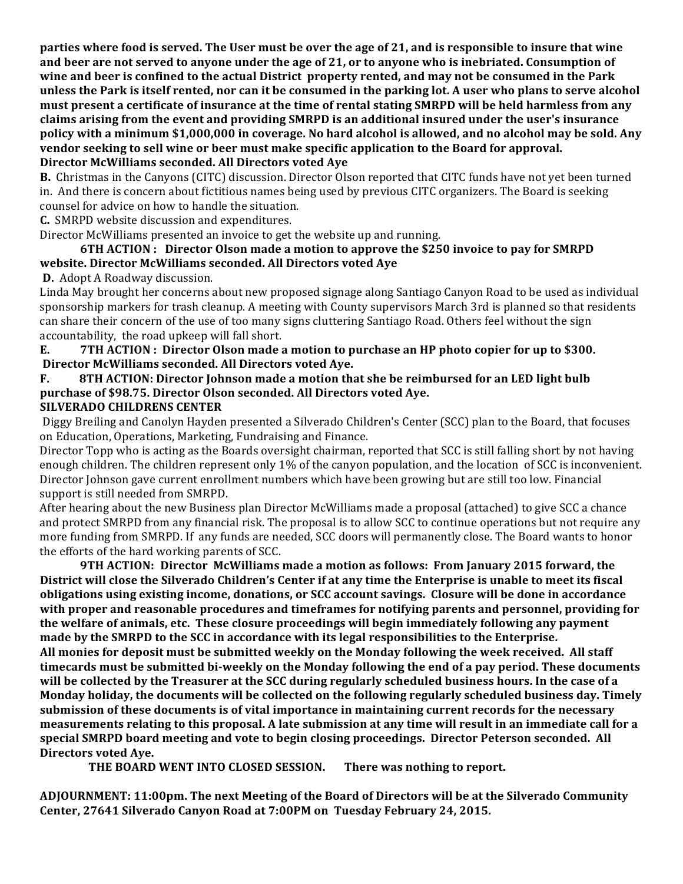**parties where food is served. The User must be over the age of 21, and is responsible to insure that wine and beer are not served to anyone under the age of 21, or to anyone who is inebriated. Consumption of wine and beer is confined to the actual District property rented, and may not be consumed in the Park unless the Park is itself rented, nor can it be consumed in the parking lot. A user who plans to serve alcohol must present a certificate of insurance at the time of rental stating SMRPD will be held harmless from any claims arising from the event and providing SMRPD is an additional insured under the user's insurance policy with a minimum $1,000,000 in coverage. No hard alcohol is allowed, and no alcohol may be sold. Any vendor seeking to sell wine or beer must make specific application to the Board for approval. Director McWilliams seconded. All Directors voted Aye**

**B.** Christmas in the Canyons (CITC) discussion. Director Olson reported that CITC funds have not yet been turned in. And there is concern about fictitious names being used by previous CITC organizers. The Board is seeking counsel for advice on how to handle the situation.

**C.** SMRPD website discussion and expenditures.

Director McWilliams presented an invoice to get the website up and running.

**6TH ACTION : Director Olson made a motion to approve the $250 invoice to pay for SMRPD website. Director McWilliams seconded. All Directors voted Aye**

**D.** Adopt A Roadway discussion.

Linda May brought her concerns about new proposed signage along Santiago Canyon Road to be used as individual sponsorship markers for trash cleanup. A meeting with County supervisors March 3rd is planned so that residents can share their concern of the use of too many signs cluttering Santiago Road. Others feel without the sign accountability, the road upkeep will fall short.

**E. 7TH ACTION : Director Olson made a motion to purchase an HP photo copier for up to $300. Director McWilliams seconded. All Directors voted Aye.**

**F. 8TH ACTION: Director Johnson made a motion that she be reimbursed for an LED light bulb purchase of $98.75. Director Olson seconded. All Directors voted Aye.**

**SILVERADO CHILDRENS CENTER**

Diggy Breiling and Canolyn Hayden presented a Silverado Children's Center (SCC) plan to the Board, that focuses on Education, Operations, Marketing, Fundraising and Finance.

Director Topp who is acting as the Boards oversight chairman, reported that SCC is still falling short by not having enough children. The children represent only 1% of the canyon population, and the location of SCC is inconvenient. Director Johnson gave current enrollment numbers which have been growing but are still too low. Financial support is still needed from SMRPD.

After hearing about the new Business plan Director McWilliams made a proposal (attached) to give SCC a chance and protect SMRPD from any financial risk. The proposal is to allow SCC to continue operations but not require any more funding from SMRPD. If any funds are needed, SCC doors will permanently close. The Board wants to honor the efforts of the hard working parents of SCC.

**9TH ACTION: Director McWilliams made a motion as follows: From January 2015 forward, the District will close the Silverado Children's Center if at any time the Enterprise is unable to meet its fiscal obligations using existing income, donations, or SCC account savings. Closure will be done in accordance with proper and reasonable procedures and timeframes for notifying parents and personnel, providing for the welfare of animals, etc. These closure proceedings will begin immediately following any payment made by the SMRPD to the SCC in accordance with its legal responsibilities to the Enterprise. All monies for deposit must be submitted weekly on the Monday following the week received. All staff timecards must be submitted bi-weekly on the Monday following the end of a pay period. These documents will be collected by the Treasurer at the SCC during regularly scheduled business hours. In the case of a Monday holiday, the documents will be collected on the following regularly scheduled business day. Timely submission of these documents is of vital importance in maintaining current records for the necessary measurements relating to this proposal. A late submission at any time will result in an immediate call for a special SMRPD board meeting and vote to begin closing proceedings. Director Peterson seconded. All Directors voted Aye.**

**THE BOARD WENT INTO CLOSED SESSION. There was nothing to report.**

**ADJOURNMENT: 11:00pm. The next Meeting of the Board of Directors will be at the Silverado Community Center, 27641 Silverado Canyon Road at 7:00PM on Tuesday February 24, 2015.**